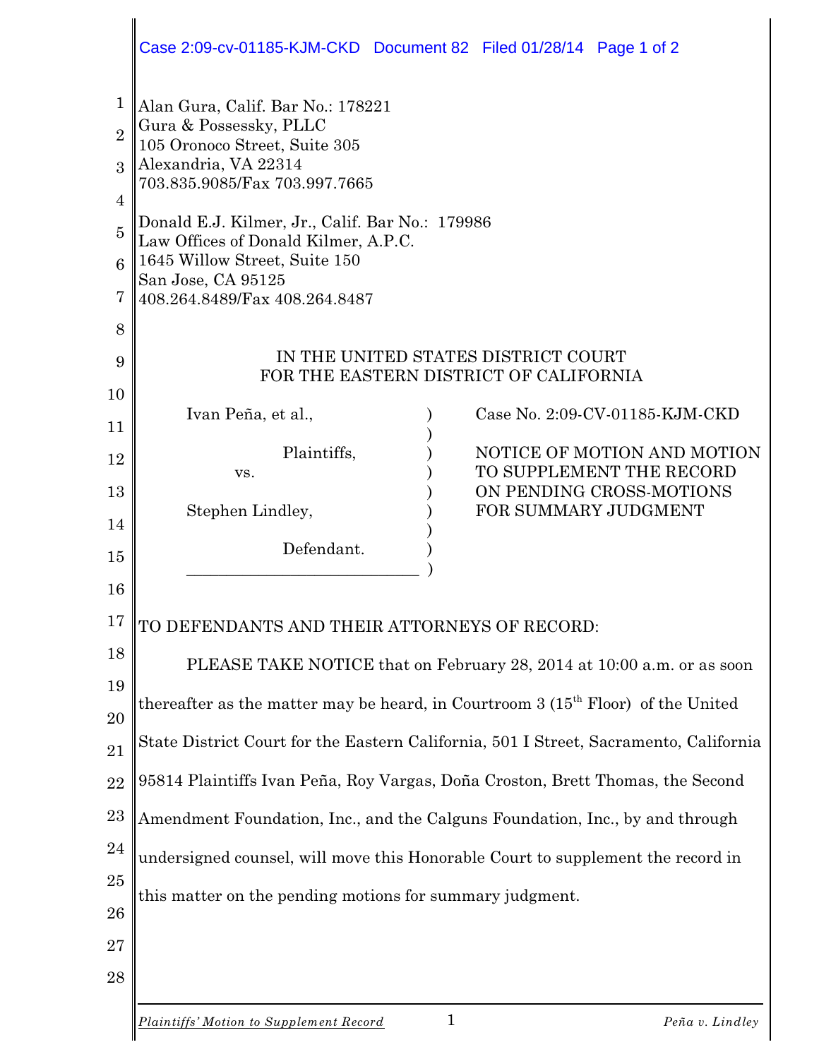Alan Gura, Calif. Bar No.: 178221
Gura & Possessky, PLLC
105 Oronoco Street, Suite 305
Alexandria, VA 22314
703.835.9085/Fax 703.997.7665

Donald E.J. Kilmer, Jr., Calif. Bar No.: 179986
Law Offices of Donald Kilmer, A.P.C.
1645 Willow Street, Suite 150
San Jose, CA 95125
408.264.8489/Fax 408.264.8487

IN THE UNITED STATES DISTRICT COURT
FOR THE EASTERN DISTRICT OF CALIFORNIA

| | |
|---|---|
| Ivan Peña, et al.,<br><br>Plaintiffs,<br>vs.<br><br>Stephen Lindley,<br><br>Defendant. | Case No. 2:09-CV-01185-KJM-CKD<br><br>NOTICE OF MOTION AND MOTION TO SUPPLEMENT THE RECORD ON PENDING CROSS-MOTIONS FOR SUMMARY JUDGMENT |

TO DEFENDANTS AND THEIR ATTORNEYS OF RECORD:

PLEASE TAKE NOTICE that on February 28, 2014 at 10:00 a.m. or as soon thereafter as the matter may be heard, in Courtroom 3 (15th Floor) of the United State District Court for the Eastern California, 501 I Street, Sacramento, California 95814 Plaintiffs Ivan Peña, Roy Vargas, Doña Croston, Brett Thomas, the Second Amendment Foundation, Inc., and the Calguns Foundation, Inc., by and through undersigned counsel, will move this Honorable Court to supplement the record in this matter on the pending motions for summary judgment.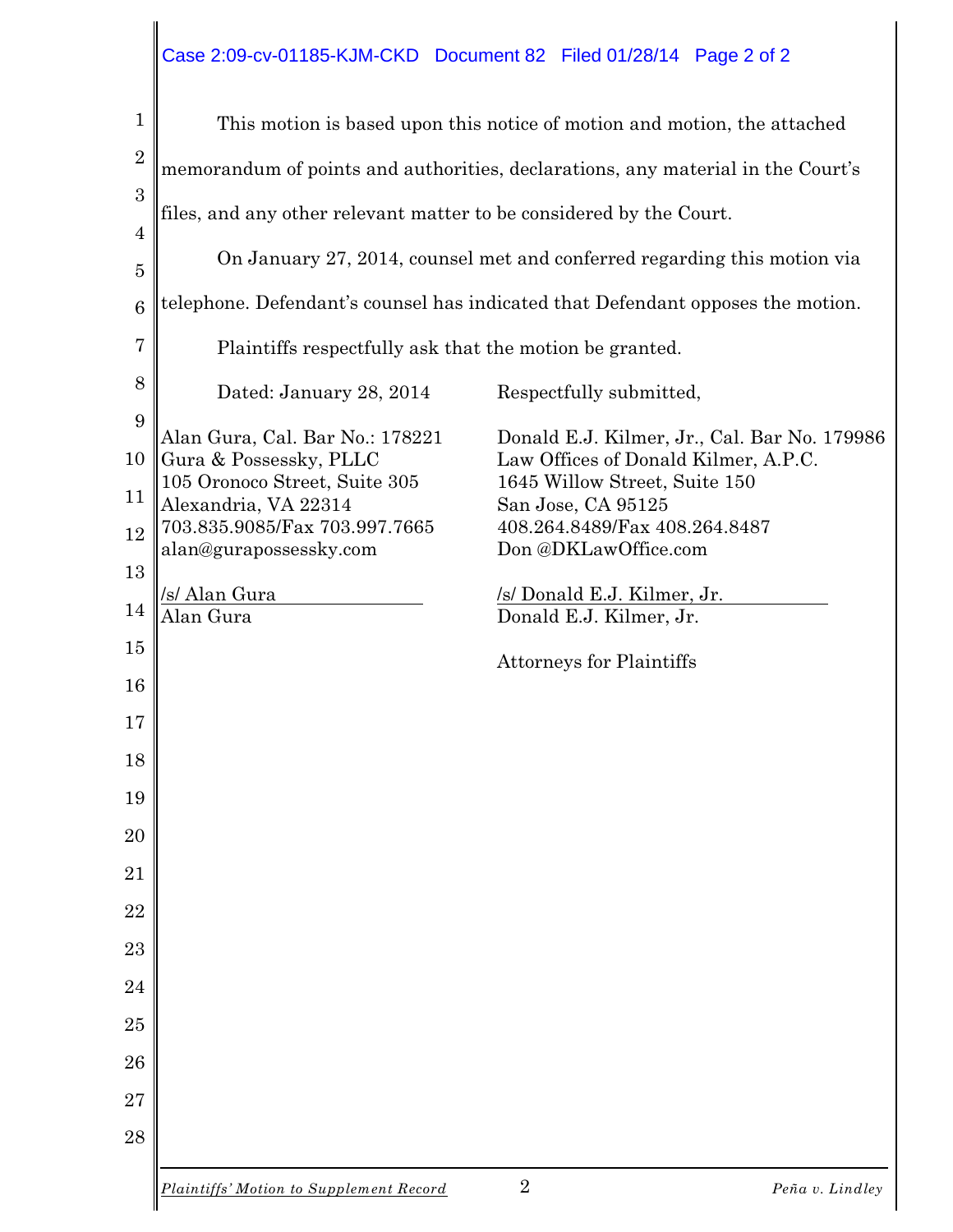This motion is based upon this notice of motion and motion, the attached memorandum of points and authorities, declarations, any material in the Court's files, and any other relevant matter to be considered by the Court.

On January 27, 2014, counsel met and conferred regarding this motion via telephone. Defendant's counsel has indicated that Defendant opposes the motion.

Plaintiffs respectfully ask that the motion be granted.

Dated: January 28, 2014

Respectfully submitted,

Alan Gura, Cal. Bar No.: 178221
Gura & Possessky, PLLC
105 Oronoco Street, Suite 305
Alexandria, VA 22314
703.835.9085/Fax 703.997.7665
alan@gurapossessky.com

/s/ Alan Gura
Alan Gura

Donald E.J. Kilmer, Jr., Cal. Bar No. 179986
Law Offices of Donald Kilmer, A.P.C.
1645 Willow Street, Suite 150
San Jose, CA 95125
408.264.8489/Fax 408.264.8487
Don @DKLawOffice.com

/s/ Donald E.J. Kilmer, Jr.
Donald E.J. Kilmer, Jr.

Attorneys for Plaintiffs